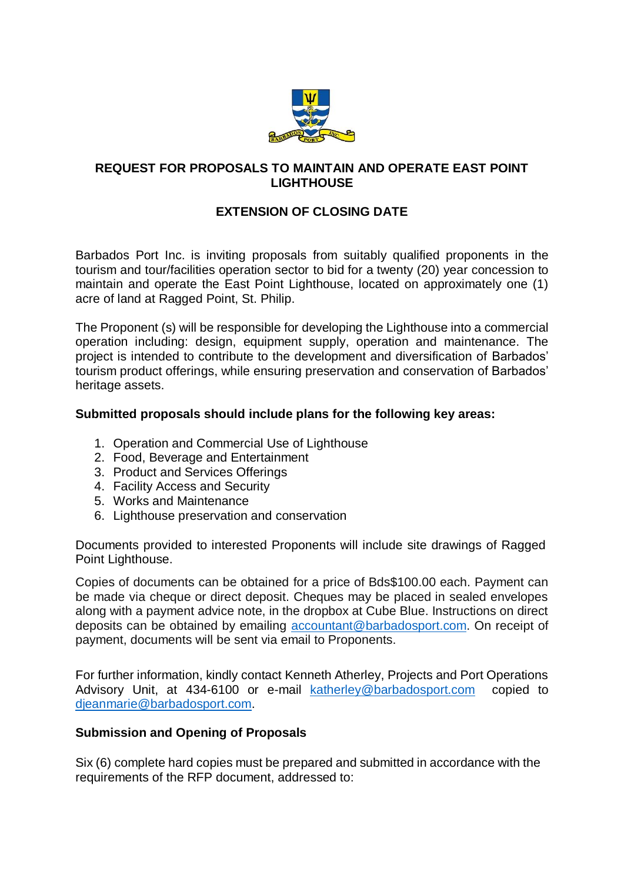# REQUEST FOR PROPOSALS TO MAINTAIN AND OPERATE EAST POINT LIGHTHOUSE

## EXTENSION OF CLOSING DATE

Barbados Port Inc. is inviting proposals from suitably qualified proponents in the tourism and tour/facilities operation sector to bid for a twenty (20) year concession to maintain and operate the East Point Lighthouse, located on approximately one (1) acre of land at Ragged Point, St. Philip.

The Proponent (s) will be responsible for developing the Lighthouse into a commercial operation including: design, equipment supply, operation and maintenance. The project is intended to contribute to the development and diversification of Barbados' tourism product offerings, while ensuring preservation and conservation of Barbados' heritage assets.

**Submitted proposals should include plans for the following key areas:**

1. Operation and Commercial Use of Lighthouse
2. Food, Beverage and Entertainment
3. Product and Services Offerings
4. Facility Access and Security
5. Works and Maintenance
6. Lighthouse preservation and conservation

Documents provided to interested Proponents will include site drawings of Ragged Point Lighthouse.

Copies of documents can be obtained for a price of Bds$100.00 each. Payment can be made via cheque or direct deposit. Cheques may be placed in sealed envelopes along with a payment advice note, in the dropbox at Cube Blue. Instructions on direct deposits can be obtained by emailing accountant@barbadosport.com. On receipt of payment, documents will be sent via email to Proponents.

For further information, kindly contact Kenneth Atherley, Projects and Port Operations Advisory Unit, at 434-6100 or e-mail katherley@barbadosport.com copied to djeanmarie@barbadosport.com.

**Submission and Opening of Proposals**

Six (6) complete hard copies must be prepared and submitted in accordance with the requirements of the RFP document, addressed to: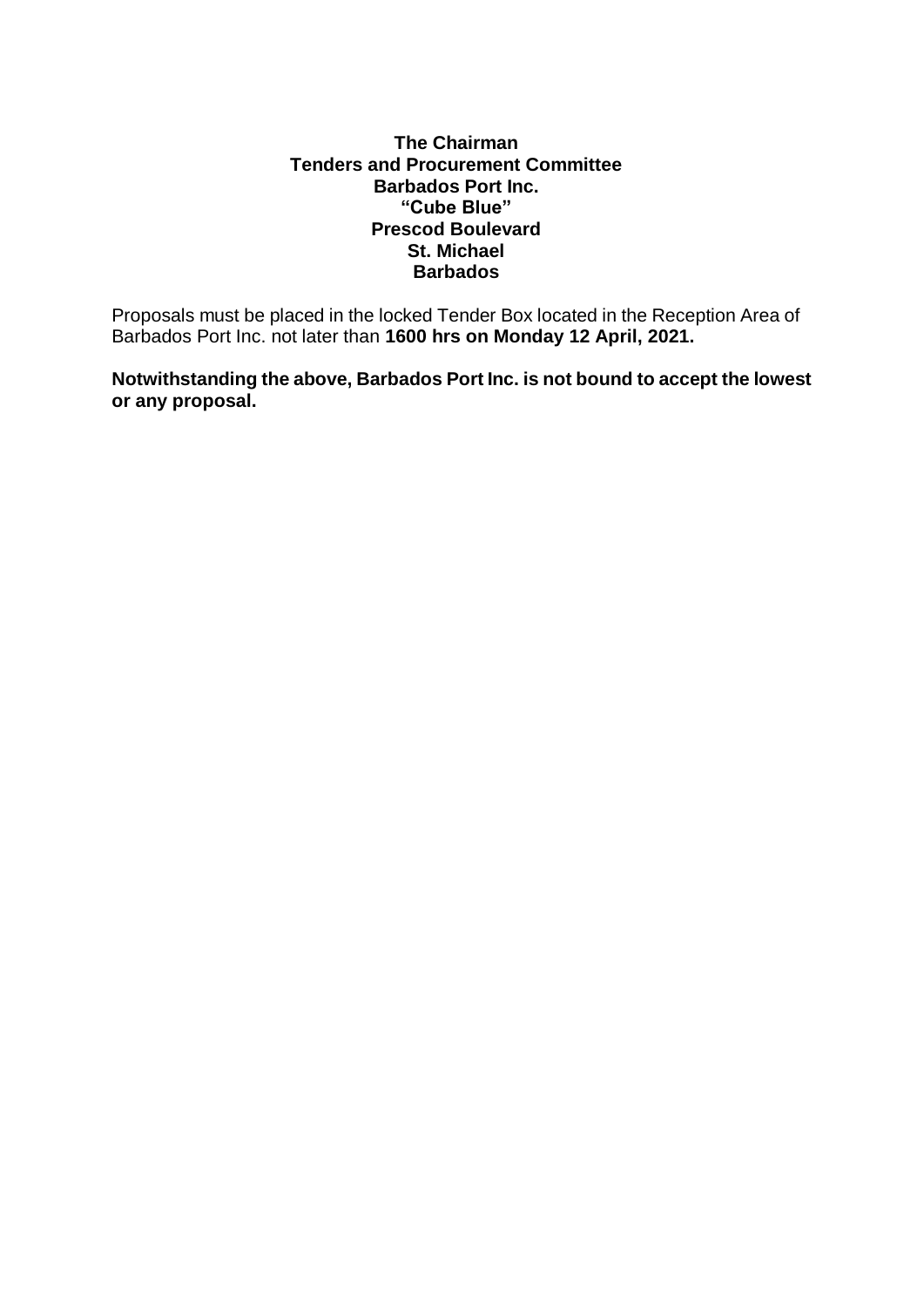**The Chairman**
**Tenders and Procurement Committee**
**Barbados Port Inc.**
**"Cube Blue"**
**Prescod Boulevard**
**St. Michael**
**Barbados**

Proposals must be placed in the locked Tender Box located in the Reception Area of Barbados Port Inc. not later than **1600 hrs on Monday 12 April, 2021.**

**Notwithstanding the above, Barbados Port Inc. is not bound to accept the lowest or any proposal.**